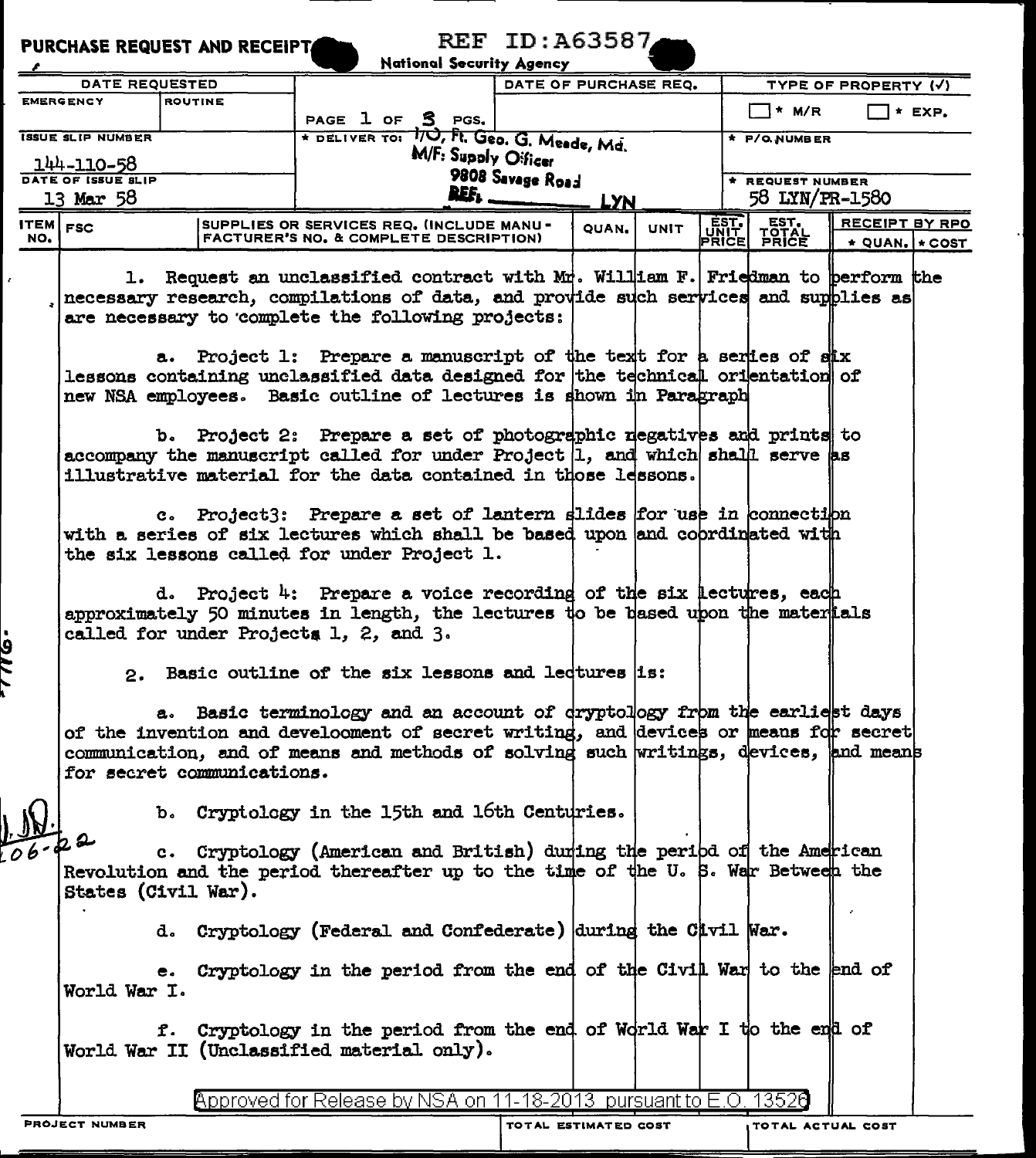**PURCHASE REQUEST AND RECEIPT** REF ID:A63587

National Security Agency

| DATE REQUESTED | | | DATE OF PURCHASE REQ. | TYPE OF PROPERTY (✓) |
|---|---|---|---|---|
| EMERGENCY | ROUTINE | PAGE 1 OF 3 PGS. | | ☐ * M/R ☐ * EXP. |
| ISSUE SLIP NUMBER 144-110-58 | | * DELIVER TO: I/O, Ft. Geo. G. Meade, Md. M/F: Supply Officer 9808 Savage Road | | * P/O NUMBER |
| DATE OF ISSUE SLIP 13 Mar 58 | | REF. LYN | | * REQUEST NUMBER 58 LYN/PR-1580 |

| ITEM NO. | FSC | SUPPLIES OR SERVICES REQ. (INCLUDE MANUFACTURER'S NO. & COMPLETE DESCRIPTION) | QUAN. | UNIT | EST. UNIT PRICE | EST. TOTAL PRICE | RECEIPT BY RPO * QUAN. | * COST |
|---|---|---|---|---|---|---|---|---|

1. Request an unclassified contract with Mr. William F. Friedman to perform the necessary research, compilations of data, and provide such services and supplies as are necessary to complete the following projects:

a. Project 1: Prepare a manuscript of the text for a series of six lessons containing unclassified data designed for the technical orientation of new NSA employees. Basic outline of lectures is shown in Paragraph

b. Project 2: Prepare a set of photographic negatives and prints to accompany the manuscript called for under Project 1, and which shall serve as illustrative material for the data contained in those lessons.

c. Project3: Prepare a set of lantern slides for use in connection with a series of six lectures which shall be based upon and coordinated with the six lessons called for under Project 1.

d. Project 4: Prepare a voice recording of the six lectures, each approximately 50 minutes in length, the lectures to be based upon the materials called for under Projects 1, 2, and 3.

2. Basic outline of the six lessons and lectures is:

a. Basic terminology and an account of cryptology from the earliest days of the invention and develoorment of secret writing, and devices or means for secret communication, and of means and methods of solving such writings, devices, and means for secret communications.

b. Cryptology in the 15th and 16th Centuries.

c. Cryptology (American and British) during the period of the American Revolution and the period thereafter up to the time of the U. S. War Between the States (Civil War).

d. Cryptology (Federal and Confederate) during the Civil War.

e. Cryptology in the period from the end of the Civil War to the end of World War I.

f. Cryptology in the period from the end of World War I to the end of World War II (Unclassified material only).

Approved for Release by NSA on 11-18-2013 pursuant to E.O. 13526

| PROJECT NUMBER | TOTAL ESTIMATED COST | TOTAL ACTUAL COST |
|---|---|---|
| | | |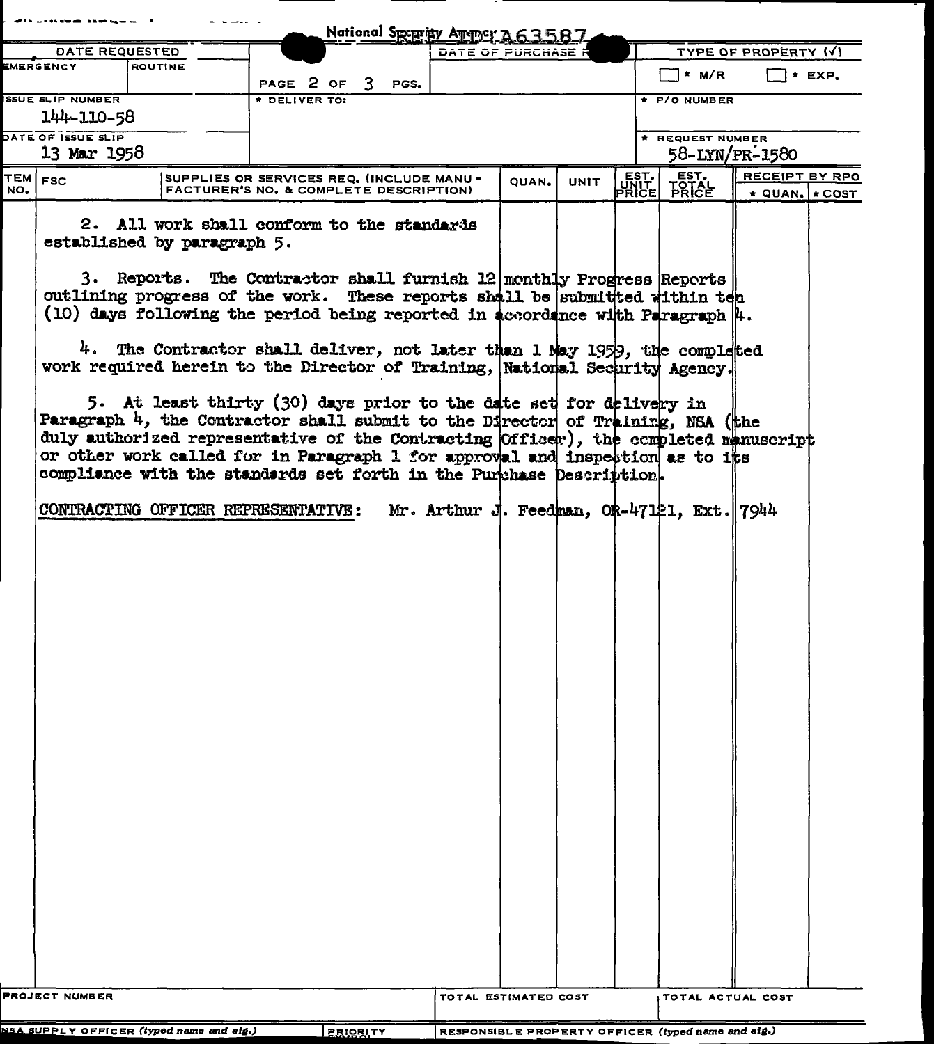National Security Agency REF ID:A63587

| DATE REQUESTED | | | DATE OF PURCHASE | TYPE OF PROPERTY (✓) |
|---|---|---|---|---|
| EMERGENCY | ROUTINE | PAGE 2 OF 3 PGS. | | ☐ * M/R ☐ * EXP. |
| ISSUE SLIP NUMBER 144-110-58 | | * DELIVER TO: | | * P/O NUMBER |
| DATE OF ISSUE SLIP 13 Mar 1958 | | | | * REQUEST NUMBER 58-LYN/PR-1580 |

| ITEM NO. | FSC | SUPPLIES OR SERVICES REQ. (INCLUDE MANUFACTURER'S NO. & COMPLETE DESCRIPTION) | QUAN. | UNIT | EST. UNIT PRICE | EST. TOTAL PRICE | RECEIPT BY RPO * QUAN. | * COST |
|---|---|---|---|---|---|---|---|---|

2. All work shall conform to the standards established by paragraph 5.

3. Reports. The Contractor shall furnish 12 monthly Progress Reports outlining progress of the work. These reports shall be submitted within ten (10) days following the period being reported in accordance with Paragraph 4.

4. The Contractor shall deliver, not later than 1 May 1959, the completed work required herein to the Director of Training, National Security Agency.

5. At least thirty (30) days prior to the date set for delivery in Paragraph 4, the Contractor shall submit to the Director of Training, NSA (the duly authorized representative of the Contracting Officer), the completed manuscript or other work called for in Paragraph 1 for approval and inspection as to its compliance with the standards set forth in the Purchase Description.

CONTRACTING OFFICER REPRESENTATIVE: Mr. Arthur J. Feedman, OR-47121, Ext. 7944

| PROJECT NUMBER | TOTAL ESTIMATED COST | TOTAL ACTUAL COST |
|---|---|---|
| NSA SUPPLY OFFICER (typed name and sig.) PRIORITY | RESPONSIBLE PROPERTY OFFICER (typed name and sig.) | |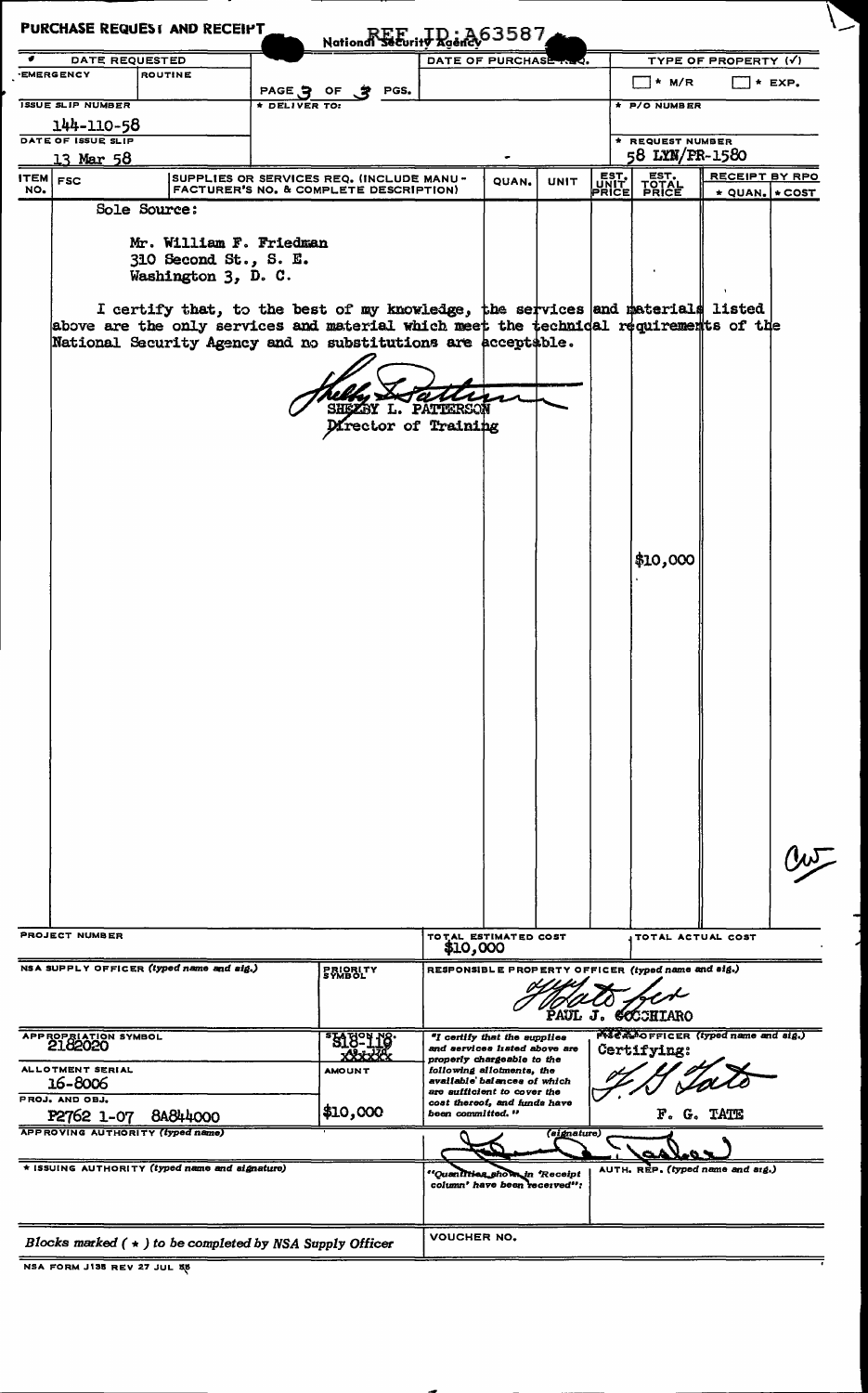**PURCHASE REQUEST AND RECEIPT** — National Security Agency

REF ID:A63587

| DATE REQUESTED | | | DATE OF PURCHASE REQ. | TYPE OF PROPERTY (✓) |
|---|---|---|---|---|
| EMERGENCY | ROUTINE | PAGE 3 OF 3 PGS. | | ☐ * M/R ☐ * EXP. |
| ISSUE SLIP NUMBER 144-110-58 | | * DELIVER TO: | | * P/O NUMBER |
| DATE OF ISSUE SLIP 13 Mar 58 | | | | * REQUEST NUMBER 58 LYN/PR-1580 |

| ITEM NO. | FSC | SUPPLIES OR SERVICES REQ. (INCLUDE MANUFACTURER'S NO. & COMPLETE DESCRIPTION) | QUAN. | UNIT | EST. UNIT PRICE | EST. TOTAL PRICE | RECEIPT BY RPO * QUAN. | * COST |
|---|---|---|---|---|---|---|---|---|
| | | Sole Source: | | | | | | |
| | | Mr. William F. Friedman<br>310 Second St., S. E.<br>Washington 3, D. C. | | | | | | |
| | | I certify that, to the best of my knowledge, the services and materials listed above are the only services and material which meet the technical requirements of the National Security Agency and no substitutions are acceptable. | | | | | | |
| | | (signature) SHELBY L. PATTERSON<br>Director of Training | | | | | | |
| | | | | | | $10,000 | | |

| PROJECT NUMBER | | TOTAL ESTIMATED COST $10,000 | TOTAL ACTUAL COST |
|---|---|---|---|
| NSA SUPPLY OFFICER (typed name and sig.) | PRIORITY SYMBOL | RESPONSIBLE PROPERTY OFFICER (typed name and sig.) (signature) PAUL J. COCCHIARO | |
| APPROPRIATION SYMBOL 2182020 | STATION NO. S18-119 | "I certify that the supplies and services listed above are properly chargeable to the following allotments, the available balances of which are sufficient to cover the cost thereof, and funds have been committed." | FISCAL OFFICER (typed name and sig.) Certifying: (signature) F. G. TATE |
| ALLOTMENT SERIAL 16-8006 | AMOUNT | | |
| PROJ. AND OBJ. P2762 1-07 8A844000 | $10,000 | | |
| APPROVING AUTHORITY (typed name) | | (signature) | AUTH. REP. (typed name and sig.) |
| * ISSUING AUTHORITY (typed name and signature) | | "Quantities shown in 'Receipt column' have been received": | |
| *Blocks marked ( * ) to be completed by NSA Supply Officer* | | VOUCHER NO. | |

NSA FORM J138 REV 27 JUL 55